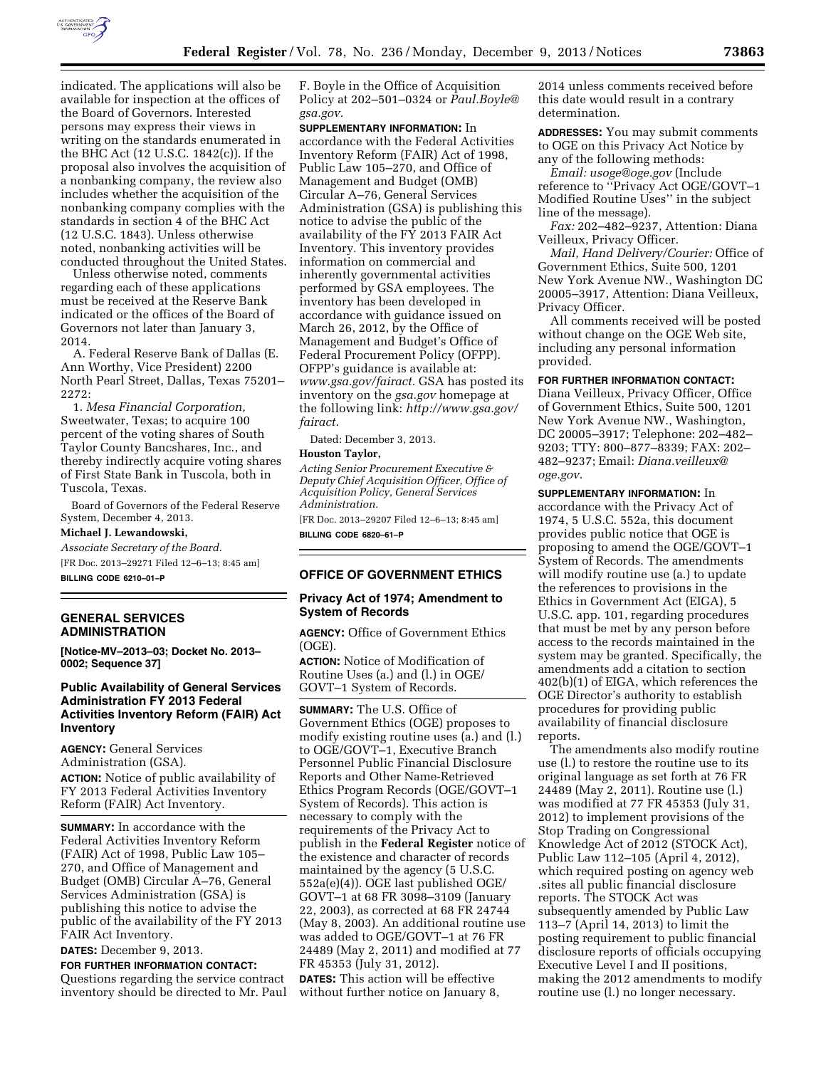indicated. The applications will also be available for inspection at the offices of the Board of Governors. Interested persons may express their views in writing on the standards enumerated in the BHC Act (12 U.S.C. 1842(c)). If the proposal also involves the acquisition of a nonbanking company, the review also includes whether the acquisition of the nonbanking company complies with the standards in section 4 of the BHC Act (12 U.S.C. 1843). Unless otherwise noted, nonbanking activities will be conducted throughout the United States.

Unless otherwise noted, comments regarding each of these applications must be received at the Reserve Bank indicated or the offices of the Board of Governors not later than January 3, 2014.

A. Federal Reserve Bank of Dallas (E. Ann Worthy, Vice President) 2200 North Pearl Street, Dallas, Texas 75201–2272:

1. *Mesa Financial Corporation,* Sweetwater, Texas; to acquire 100 percent of the voting shares of South Taylor County Bancshares, Inc., and thereby indirectly acquire voting shares of First State Bank in Tuscola, both in Tuscola, Texas.

Board of Governors of the Federal Reserve System, December 4, 2013.

**Michael J. Lewandowski,**

*Associate Secretary of the Board.*

[FR Doc. 2013–29271 Filed 12–6–13; 8:45 am]

**BILLING CODE 6210–01–P**

## GENERAL SERVICES ADMINISTRATION

**[Notice-MV–2013–03; Docket No. 2013–0002; Sequence 37]**

### Public Availability of General Services Administration FY 2013 Federal Activities Inventory Reform (FAIR) Act Inventory

**AGENCY:** General Services Administration (GSA).

**ACTION:** Notice of public availability of FY 2013 Federal Activities Inventory Reform (FAIR) Act Inventory.

**SUMMARY:** In accordance with the Federal Activities Inventory Reform (FAIR) Act of 1998, Public Law 105–270, and Office of Management and Budget (OMB) Circular A–76, General Services Administration (GSA) is publishing this notice to advise the public of the availability of the FY 2013 FAIR Act Inventory.

**DATES:** December 9, 2013.

**FOR FURTHER INFORMATION CONTACT:** Questions regarding the service contract inventory should be directed to Mr. Paul F. Boyle in the Office of Acquisition Policy at 202–501–0324 or *Paul.Boyle@gsa.gov.*

**SUPPLEMENTARY INFORMATION:** In accordance with the Federal Activities Inventory Reform (FAIR) Act of 1998, Public Law 105–270, and Office of Management and Budget (OMB) Circular A–76, General Services Administration (GSA) is publishing this notice to advise the public of the availability of the FY 2013 FAIR Act Inventory. This inventory provides information on commercial and inherently governmental activities performed by GSA employees. The inventory has been developed in accordance with guidance issued on March 26, 2012, by the Office of Management and Budget's Office of Federal Procurement Policy (OFPP). OFPP's guidance is available at: *www.gsa.gov/fairact.* GSA has posted its inventory on the *gsa.gov* homepage at the following link: *http://www.gsa.gov/fairact.*

Dated: December 3, 2013.

**Houston Taylor,**

*Acting Senior Procurement Executive & Deputy Chief Acquisition Officer, Office of Acquisition Policy, General Services Administration.*

[FR Doc. 2013–29207 Filed 12–6–13; 8:45 am]

**BILLING CODE 6820–61–P**

## OFFICE OF GOVERNMENT ETHICS

### Privacy Act of 1974; Amendment to System of Records

**AGENCY:** Office of Government Ethics (OGE).

**ACTION:** Notice of Modification of Routine Uses (a.) and (l.) in OGE/GOVT–1 System of Records.

**SUMMARY:** The U.S. Office of Government Ethics (OGE) proposes to modify existing routine uses (a.) and (l.) to OGE/GOVT–1, Executive Branch Personnel Public Financial Disclosure Reports and Other Name-Retrieved Ethics Program Records (OGE/GOVT–1 System of Records). This action is necessary to comply with the requirements of the Privacy Act to publish in the **Federal Register** notice of the existence and character of records maintained by the agency (5 U.S.C. 552a(e)(4)). OGE last published OGE/GOVT–1 at 68 FR 3098–3109 (January 22, 2003), as corrected at 68 FR 24744 (May 8, 2003). An additional routine use was added to OGE/GOVT–1 at 76 FR 24489 (May 2, 2011) and modified at 77 FR 45353 (July 31, 2012).

**DATES:** This action will be effective without further notice on January 8, 2014 unless comments received before this date would result in a contrary determination.

**ADDRESSES:** You may submit comments to OGE on this Privacy Act Notice by any of the following methods:

*Email: usoge@oge.gov* (Include reference to ''Privacy Act OGE/GOVT–1 Modified Routine Uses'' in the subject line of the message).

*Fax:* 202–482–9237, Attention: Diana Veilleux, Privacy Officer.

*Mail, Hand Delivery/Courier:* Office of Government Ethics, Suite 500, 1201 New York Avenue NW., Washington DC 20005–3917, Attention: Diana Veilleux, Privacy Officer.

All comments received will be posted without change on the OGE Web site, including any personal information provided.

**FOR FURTHER INFORMATION CONTACT:** Diana Veilleux, Privacy Officer, Office of Government Ethics, Suite 500, 1201 New York Avenue NW., Washington, DC 20005–3917; Telephone: 202–482–9203; TTY: 800–877–8339; FAX: 202–482–9237; Email: *Diana.veilleux@oge.gov*.

**SUPPLEMENTARY INFORMATION:** In accordance with the Privacy Act of 1974, 5 U.S.C. 552a, this document provides public notice that OGE is proposing to amend the OGE/GOVT–1 System of Records. The amendments will modify routine use (a.) to update the references to provisions in the Ethics in Government Act (EIGA), 5 U.S.C. app. 101, regarding procedures that must be met by any person before access to the records maintained in the system may be granted. Specifically, the amendments add a citation to section 402(b)(1) of EIGA, which references the OGE Director's authority to establish procedures for providing public availability of financial disclosure reports.

The amendments also modify routine use (l.) to restore the routine use to its original language as set forth at 76 FR 24489 (May 2, 2011). Routine use (l.) was modified at 77 FR 45353 (July 31, 2012) to implement provisions of the Stop Trading on Congressional Knowledge Act of 2012 (STOCK Act), Public Law 112–105 (April 4, 2012), which required posting on agency web .sites all public financial disclosure reports. The STOCK Act was subsequently amended by Public Law 113–7 (April 14, 2013) to limit the posting requirement to public financial disclosure reports of officials occupying Executive Level I and II positions, making the 2012 amendments to modify routine use (l.) no longer necessary.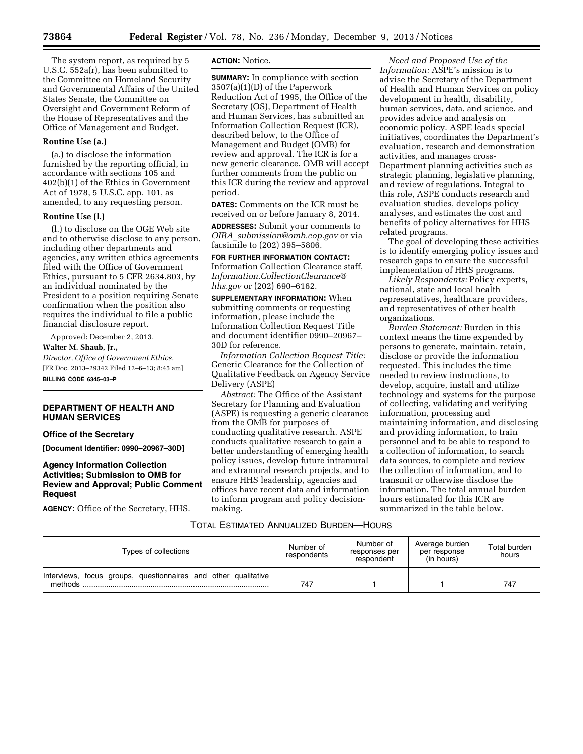The system report, as required by 5 U.S.C. 552a(r), has been submitted to the Committee on Homeland Security and Governmental Affairs of the United States Senate, the Committee on Oversight and Government Reform of the House of Representatives and the Office of Management and Budget.

**Routine Use (a.)**

(a.) to disclose the information furnished by the reporting official, in accordance with sections 105 and 402(b)(1) of the Ethics in Government Act of 1978, 5 U.S.C. app. 101, as amended, to any requesting person.

**Routine Use (l.)**

(l.) to disclose on the OGE Web site and to otherwise disclose to any person, including other departments and agencies, any written ethics agreements filed with the Office of Government Ethics, pursuant to 5 CFR 2634.803, by an individual nominated by the President to a position requiring Senate confirmation when the position also requires the individual to file a public financial disclosure report.

Approved: December 2, 2013.

**Walter M. Shaub, Jr.,**

*Director, Office of Government Ethics.*

[FR Doc. 2013–29342 Filed 12–6–13; 8:45 am]

**BILLING CODE 6345–03–P**

## DEPARTMENT OF HEALTH AND HUMAN SERVICES

### Office of the Secretary

**[Document Identifier: 0990–20967–30D]**

### Agency Information Collection Activities; Submission to OMB for Review and Approval; Public Comment Request

**AGENCY:** Office of the Secretary, HHS.

**ACTION:** Notice.

**SUMMARY:** In compliance with section 3507(a)(1)(D) of the Paperwork Reduction Act of 1995, the Office of the Secretary (OS), Department of Health and Human Services, has submitted an Information Collection Request (ICR), described below, to the Office of Management and Budget (OMB) for review and approval. The ICR is for a new generic clearance. OMB will accept further comments from the public on this ICR during the review and approval period.

**DATES:** Comments on the ICR must be received on or before January 8, 2014.

**ADDRESSES:** Submit your comments to *OIRA_submission@omb.eop.gov* or via facsimile to (202) 395–5806.

**FOR FURTHER INFORMATION CONTACT:** Information Collection Clearance staff, *Information.CollectionClearance@hhs.gov* or (202) 690–6162.

**SUPPLEMENTARY INFORMATION:** When submitting comments or requesting information, please include the Information Collection Request Title and document identifier 0990–20967–30D for reference.

*Information Collection Request Title:* Generic Clearance for the Collection of Qualitative Feedback on Agency Service Delivery (ASPE)

*Abstract:* The Office of the Assistant Secretary for Planning and Evaluation (ASPE) is requesting a generic clearance from the OMB for purposes of conducting qualitative research. ASPE conducts qualitative research to gain a better understanding of emerging health policy issues, develop future intramural and extramural research projects, and to ensure HHS leadership, agencies and offices have recent data and information to inform program and policy decision-making.

*Need and Proposed Use of the Information:* ASPE's mission is to advise the Secretary of the Department of Health and Human Services on policy development in health, disability, human services, data, and science, and provides advice and analysis on economic policy. ASPE leads special initiatives, coordinates the Department's evaluation, research and demonstration activities, and manages cross-Department planning activities such as strategic planning, legislative planning, and review of regulations. Integral to this role, ASPE conducts research and evaluation studies, develops policy analyses, and estimates the cost and benefits of policy alternatives for HHS related programs.

The goal of developing these activities is to identify emerging policy issues and research gaps to ensure the successful implementation of HHS programs.

*Likely Respondents:* Policy experts, national, state and local health representatives, healthcare providers, and representatives of other health organizations.

*Burden Statement:* Burden in this context means the time expended by persons to generate, maintain, retain, disclose or provide the information requested. This includes the time needed to review instructions, to develop, acquire, install and utilize technology and systems for the purpose of collecting, validating and verifying information, processing and maintaining information, and disclosing and providing information, to train personnel and to be able to respond to a collection of information, to search data sources, to complete and review the collection of information, and to transmit or otherwise disclose the information. The total annual burden hours estimated for this ICR are summarized in the table below.

TOTAL ESTIMATED ANNUALIZED BURDEN—HOURS

| Types of collections | Number of respondents | Number of responses per respondent | Average burden per response (in hours) | Total burden hours |
|---|---|---|---|---|
| Interviews, focus groups, questionnaires and other qualitative methods | 747 | 1 | 1 | 747 |